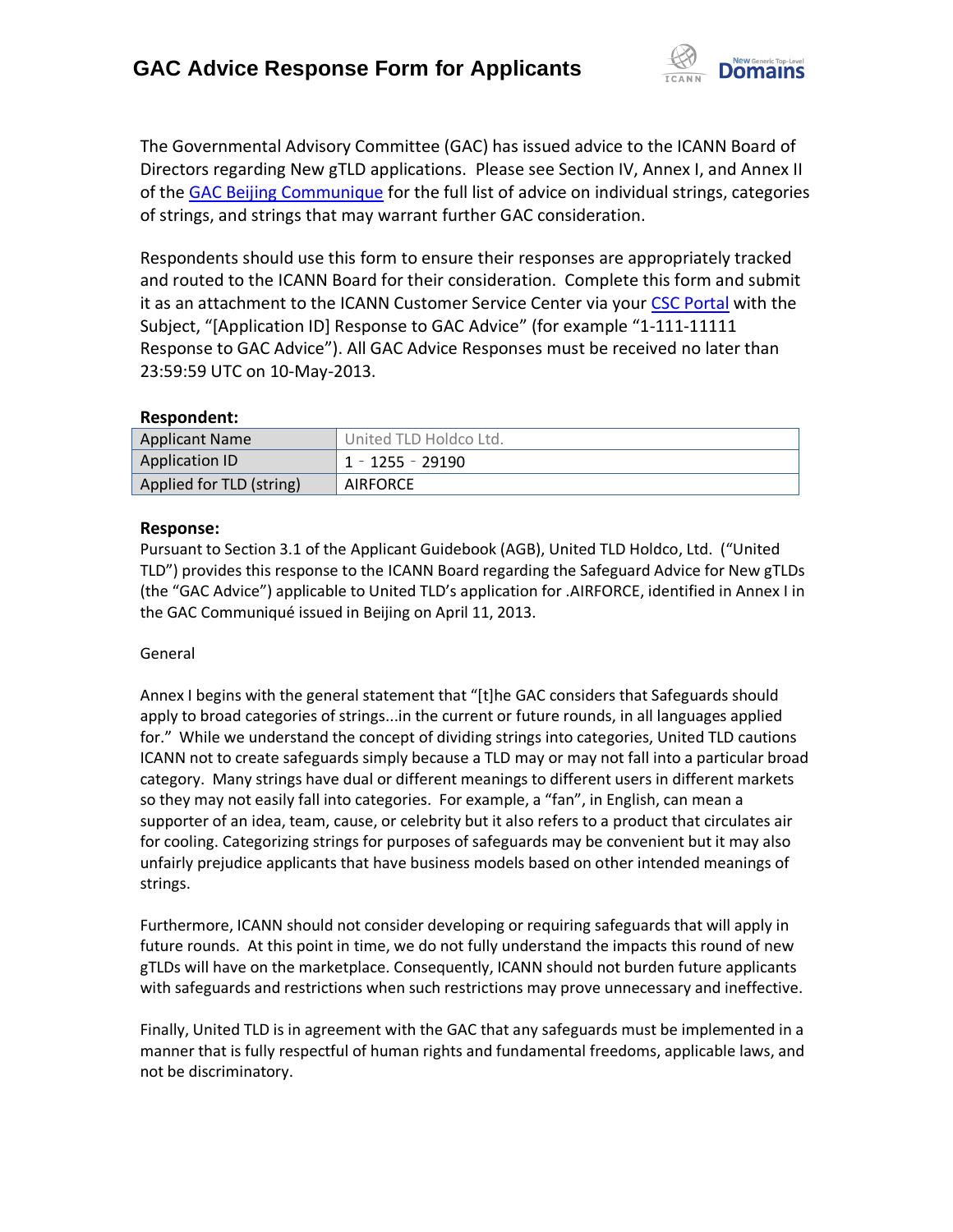# GAC Advice Response Form for Applicants

The Governmental Advisory Committee (GAC) has issued advice to the ICANN Board of Directors regarding New gTLD applications. Please see Section IV, Annex I, and Annex II of the GAC Beijing Communique for the full list of advice on individual strings, categories of strings, and strings that may warrant further GAC consideration.

Respondents should use this form to ensure their responses are appropriately tracked and routed to the ICANN Board for their consideration. Complete this form and submit it as an attachment to the ICANN Customer Service Center via your CSC Portal with the Subject, "[Application ID] Response to GAC Advice" (for example "1-111-11111 Response to GAC Advice"). All GAC Advice Responses must be received no later than 23:59:59 UTC on 10-May-2013.

**Respondent:**

| | |
|---|---|
| Applicant Name | United TLD Holdco Ltd. |
| Application ID | 1‐1255‐29190 |
| Applied for TLD (string) | AIRFORCE |

**Response:**

Pursuant to Section 3.1 of the Applicant Guidebook (AGB), United TLD Holdco, Ltd. ("United TLD") provides this response to the ICANN Board regarding the Safeguard Advice for New gTLDs (the "GAC Advice") applicable to United TLD's application for .AIRFORCE, identified in Annex I in the GAC Communiqué issued in Beijing on April 11, 2013.

General

Annex I begins with the general statement that "[t]he GAC considers that Safeguards should apply to broad categories of strings...in the current or future rounds, in all languages applied for." While we understand the concept of dividing strings into categories, United TLD cautions ICANN not to create safeguards simply because a TLD may or may not fall into a particular broad category. Many strings have dual or different meanings to different users in different markets so they may not easily fall into categories. For example, a "fan", in English, can mean a supporter of an idea, team, cause, or celebrity but it also refers to a product that circulates air for cooling. Categorizing strings for purposes of safeguards may be convenient but it may also unfairly prejudice applicants that have business models based on other intended meanings of strings.

Furthermore, ICANN should not consider developing or requiring safeguards that will apply in future rounds. At this point in time, we do not fully understand the impacts this round of new gTLDs will have on the marketplace. Consequently, ICANN should not burden future applicants with safeguards and restrictions when such restrictions may prove unnecessary and ineffective.

Finally, United TLD is in agreement with the GAC that any safeguards must be implemented in a manner that is fully respectful of human rights and fundamental freedoms, applicable laws, and not be discriminatory.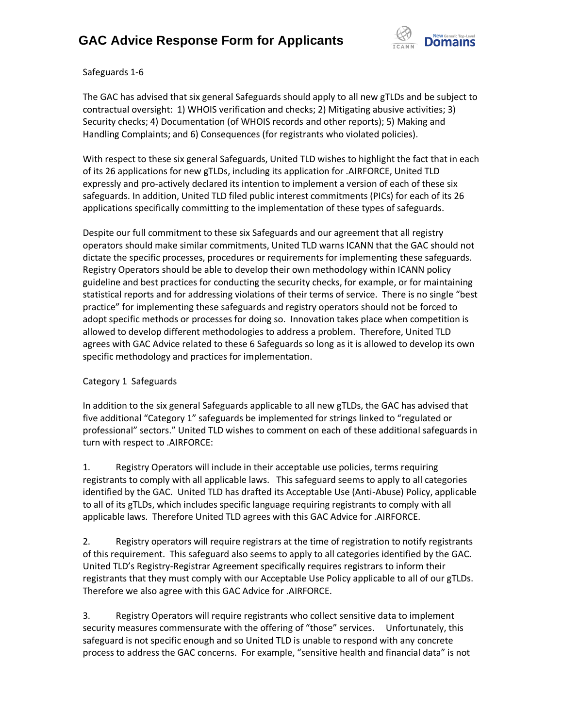Safeguards 1-6

The GAC has advised that six general Safeguards should apply to all new gTLDs and be subject to contractual oversight: 1) WHOIS verification and checks; 2) Mitigating abusive activities; 3) Security checks; 4) Documentation (of WHOIS records and other reports); 5) Making and Handling Complaints; and 6) Consequences (for registrants who violated policies).

With respect to these six general Safeguards, United TLD wishes to highlight the fact that in each of its 26 applications for new gTLDs, including its application for .AIRFORCE, United TLD expressly and pro-actively declared its intention to implement a version of each of these six safeguards. In addition, United TLD filed public interest commitments (PICs) for each of its 26 applications specifically committing to the implementation of these types of safeguards.

Despite our full commitment to these six Safeguards and our agreement that all registry operators should make similar commitments, United TLD warns ICANN that the GAC should not dictate the specific processes, procedures or requirements for implementing these safeguards. Registry Operators should be able to develop their own methodology within ICANN policy guideline and best practices for conducting the security checks, for example, or for maintaining statistical reports and for addressing violations of their terms of service. There is no single "best practice" for implementing these safeguards and registry operators should not be forced to adopt specific methods or processes for doing so. Innovation takes place when competition is allowed to develop different methodologies to address a problem. Therefore, United TLD agrees with GAC Advice related to these 6 Safeguards so long as it is allowed to develop its own specific methodology and practices for implementation.

Category 1 Safeguards

In addition to the six general Safeguards applicable to all new gTLDs, the GAC has advised that five additional "Category 1" safeguards be implemented for strings linked to "regulated or professional" sectors." United TLD wishes to comment on each of these additional safeguards in turn with respect to .AIRFORCE:

1. Registry Operators will include in their acceptable use policies, terms requiring registrants to comply with all applicable laws. This safeguard seems to apply to all categories identified by the GAC. United TLD has drafted its Acceptable Use (Anti-Abuse) Policy, applicable to all of its gTLDs, which includes specific language requiring registrants to comply with all applicable laws. Therefore United TLD agrees with this GAC Advice for .AIRFORCE.

2. Registry operators will require registrars at the time of registration to notify registrants of this requirement. This safeguard also seems to apply to all categories identified by the GAC. United TLD's Registry-Registrar Agreement specifically requires registrars to inform their registrants that they must comply with our Acceptable Use Policy applicable to all of our gTLDs. Therefore we also agree with this GAC Advice for .AIRFORCE.

3. Registry Operators will require registrants who collect sensitive data to implement security measures commensurate with the offering of "those" services. Unfortunately, this safeguard is not specific enough and so United TLD is unable to respond with any concrete process to address the GAC concerns. For example, "sensitive health and financial data" is not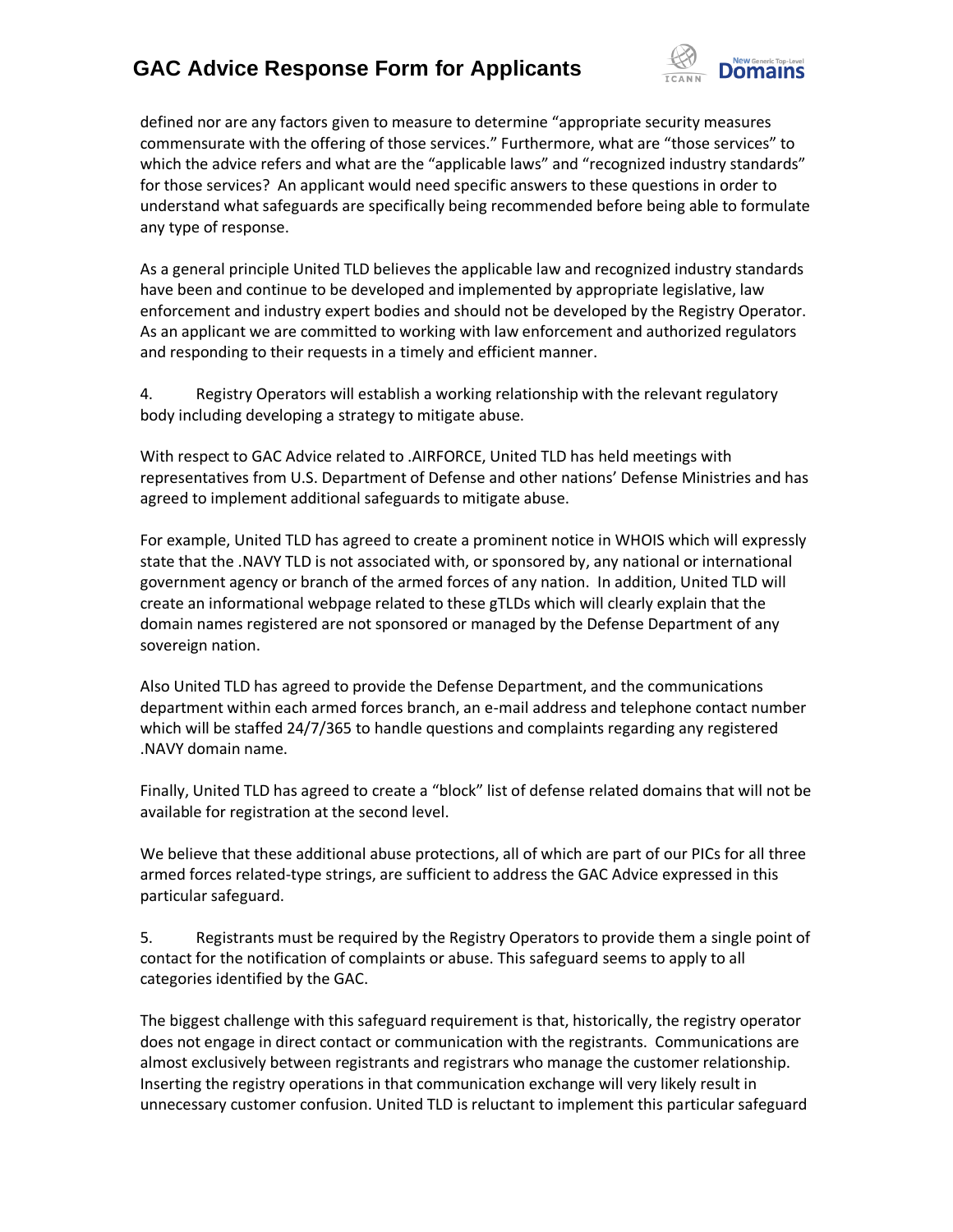defined nor are any factors given to measure to determine "appropriate security measures commensurate with the offering of those services." Furthermore, what are "those services" to which the advice refers and what are the "applicable laws" and "recognized industry standards" for those services? An applicant would need specific answers to these questions in order to understand what safeguards are specifically being recommended before being able to formulate any type of response.

As a general principle United TLD believes the applicable law and recognized industry standards have been and continue to be developed and implemented by appropriate legislative, law enforcement and industry expert bodies and should not be developed by the Registry Operator. As an applicant we are committed to working with law enforcement and authorized regulators and responding to their requests in a timely and efficient manner.

4. Registry Operators will establish a working relationship with the relevant regulatory body including developing a strategy to mitigate abuse.

With respect to GAC Advice related to .AIRFORCE, United TLD has held meetings with representatives from U.S. Department of Defense and other nations' Defense Ministries and has agreed to implement additional safeguards to mitigate abuse.

For example, United TLD has agreed to create a prominent notice in WHOIS which will expressly state that the .NAVY TLD is not associated with, or sponsored by, any national or international government agency or branch of the armed forces of any nation. In addition, United TLD will create an informational webpage related to these gTLDs which will clearly explain that the domain names registered are not sponsored or managed by the Defense Department of any sovereign nation.

Also United TLD has agreed to provide the Defense Department, and the communications department within each armed forces branch, an e-mail address and telephone contact number which will be staffed 24/7/365 to handle questions and complaints regarding any registered .NAVY domain name.

Finally, United TLD has agreed to create a "block" list of defense related domains that will not be available for registration at the second level.

We believe that these additional abuse protections, all of which are part of our PICs for all three armed forces related-type strings, are sufficient to address the GAC Advice expressed in this particular safeguard.

5. Registrants must be required by the Registry Operators to provide them a single point of contact for the notification of complaints or abuse. This safeguard seems to apply to all categories identified by the GAC.

The biggest challenge with this safeguard requirement is that, historically, the registry operator does not engage in direct contact or communication with the registrants. Communications are almost exclusively between registrants and registrars who manage the customer relationship. Inserting the registry operations in that communication exchange will very likely result in unnecessary customer confusion. United TLD is reluctant to implement this particular safeguard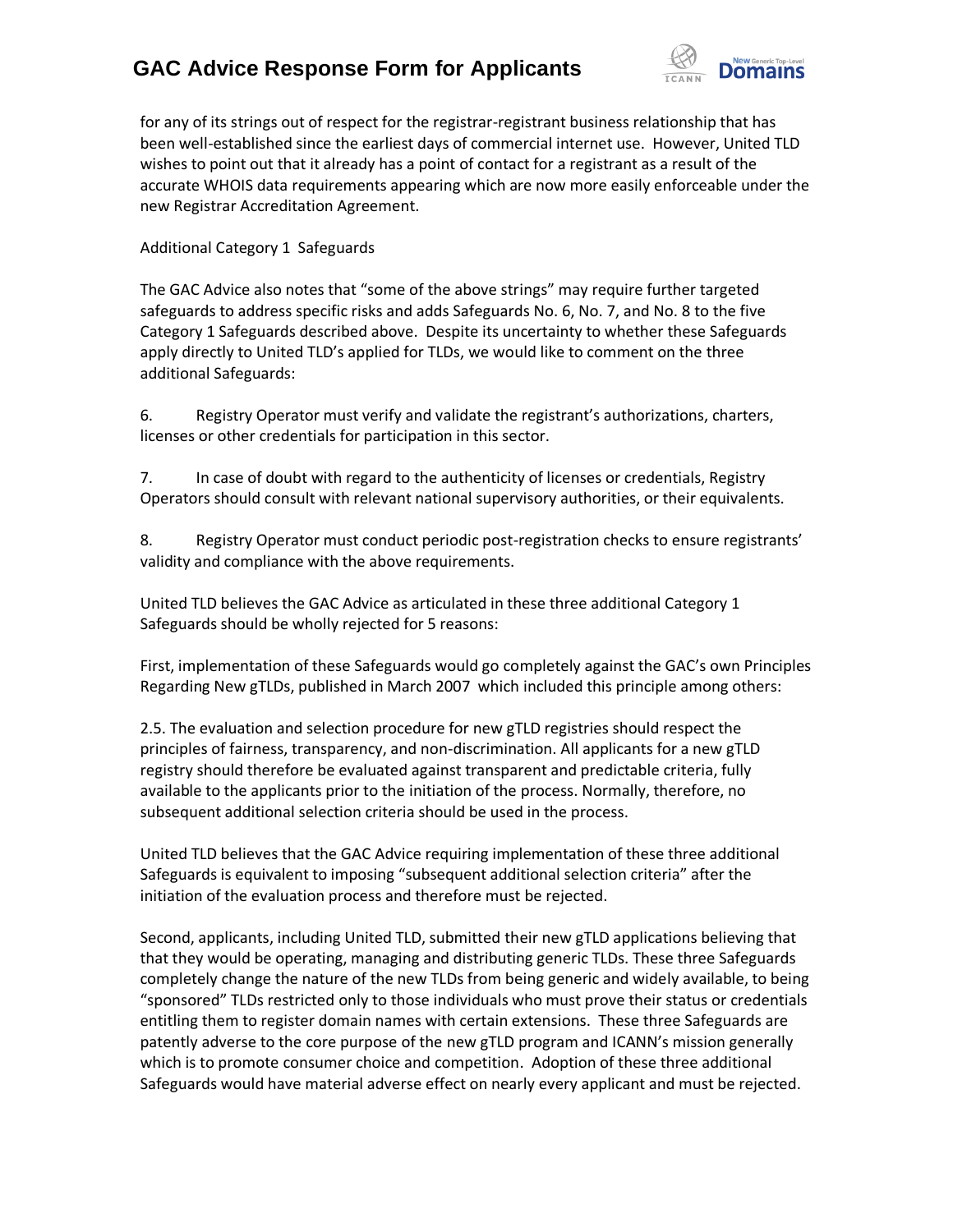for any of its strings out of respect for the registrar-registrant business relationship that has been well-established since the earliest days of commercial internet use. However, United TLD wishes to point out that it already has a point of contact for a registrant as a result of the accurate WHOIS data requirements appearing which are now more easily enforceable under the new Registrar Accreditation Agreement.

Additional Category 1 Safeguards

The GAC Advice also notes that "some of the above strings" may require further targeted safeguards to address specific risks and adds Safeguards No. 6, No. 7, and No. 8 to the five Category 1 Safeguards described above. Despite its uncertainty to whether these Safeguards apply directly to United TLD's applied for TLDs, we would like to comment on the three additional Safeguards:

6. Registry Operator must verify and validate the registrant's authorizations, charters, licenses or other credentials for participation in this sector.

7. In case of doubt with regard to the authenticity of licenses or credentials, Registry Operators should consult with relevant national supervisory authorities, or their equivalents.

8. Registry Operator must conduct periodic post-registration checks to ensure registrants' validity and compliance with the above requirements.

United TLD believes the GAC Advice as articulated in these three additional Category 1 Safeguards should be wholly rejected for 5 reasons:

First, implementation of these Safeguards would go completely against the GAC's own Principles Regarding New gTLDs, published in March 2007 which included this principle among others:

2.5. The evaluation and selection procedure for new gTLD registries should respect the principles of fairness, transparency, and non-discrimination. All applicants for a new gTLD registry should therefore be evaluated against transparent and predictable criteria, fully available to the applicants prior to the initiation of the process. Normally, therefore, no subsequent additional selection criteria should be used in the process.

United TLD believes that the GAC Advice requiring implementation of these three additional Safeguards is equivalent to imposing "subsequent additional selection criteria" after the initiation of the evaluation process and therefore must be rejected.

Second, applicants, including United TLD, submitted their new gTLD applications believing that that they would be operating, managing and distributing generic TLDs. These three Safeguards completely change the nature of the new TLDs from being generic and widely available, to being "sponsored" TLDs restricted only to those individuals who must prove their status or credentials entitling them to register domain names with certain extensions. These three Safeguards are patently adverse to the core purpose of the new gTLD program and ICANN's mission generally which is to promote consumer choice and competition. Adoption of these three additional Safeguards would have material adverse effect on nearly every applicant and must be rejected.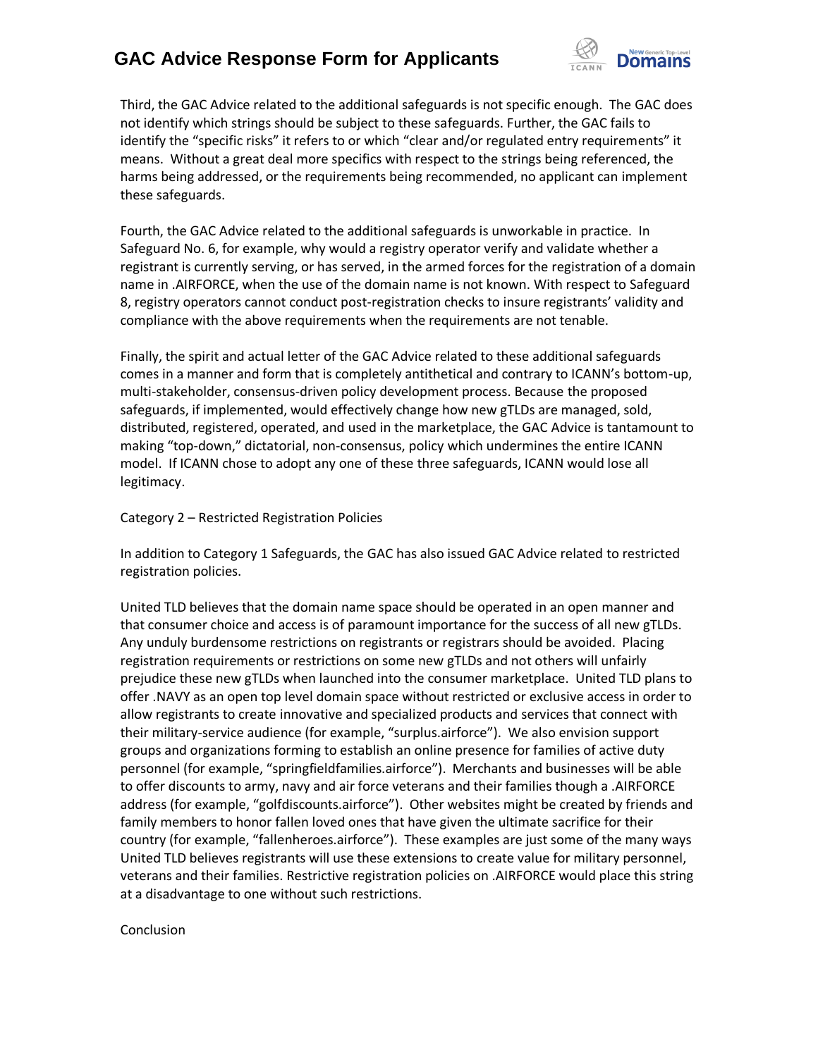Third, the GAC Advice related to the additional safeguards is not specific enough. The GAC does not identify which strings should be subject to these safeguards. Further, the GAC fails to identify the "specific risks" it refers to or which "clear and/or regulated entry requirements" it means. Without a great deal more specifics with respect to the strings being referenced, the harms being addressed, or the requirements being recommended, no applicant can implement these safeguards.

Fourth, the GAC Advice related to the additional safeguards is unworkable in practice. In Safeguard No. 6, for example, why would a registry operator verify and validate whether a registrant is currently serving, or has served, in the armed forces for the registration of a domain name in .AIRFORCE, when the use of the domain name is not known. With respect to Safeguard 8, registry operators cannot conduct post-registration checks to insure registrants' validity and compliance with the above requirements when the requirements are not tenable.

Finally, the spirit and actual letter of the GAC Advice related to these additional safeguards comes in a manner and form that is completely antithetical and contrary to ICANN's bottom-up, multi-stakeholder, consensus-driven policy development process. Because the proposed safeguards, if implemented, would effectively change how new gTLDs are managed, sold, distributed, registered, operated, and used in the marketplace, the GAC Advice is tantamount to making "top-down," dictatorial, non-consensus, policy which undermines the entire ICANN model. If ICANN chose to adopt any one of these three safeguards, ICANN would lose all legitimacy.

Category 2 – Restricted Registration Policies

In addition to Category 1 Safeguards, the GAC has also issued GAC Advice related to restricted registration policies.

United TLD believes that the domain name space should be operated in an open manner and that consumer choice and access is of paramount importance for the success of all new gTLDs. Any unduly burdensome restrictions on registrants or registrars should be avoided. Placing registration requirements or restrictions on some new gTLDs and not others will unfairly prejudice these new gTLDs when launched into the consumer marketplace. United TLD plans to offer .NAVY as an open top level domain space without restricted or exclusive access in order to allow registrants to create innovative and specialized products and services that connect with their military-service audience (for example, "surplus.airforce"). We also envision support groups and organizations forming to establish an online presence for families of active duty personnel (for example, "springfieldfamilies.airforce"). Merchants and businesses will be able to offer discounts to army, navy and air force veterans and their families though a .AIRFORCE address (for example, "golfdiscounts.airforce"). Other websites might be created by friends and family members to honor fallen loved ones that have given the ultimate sacrifice for their country (for example, "fallenheroes.airforce"). These examples are just some of the many ways United TLD believes registrants will use these extensions to create value for military personnel, veterans and their families. Restrictive registration policies on .AIRFORCE would place this string at a disadvantage to one without such restrictions.

Conclusion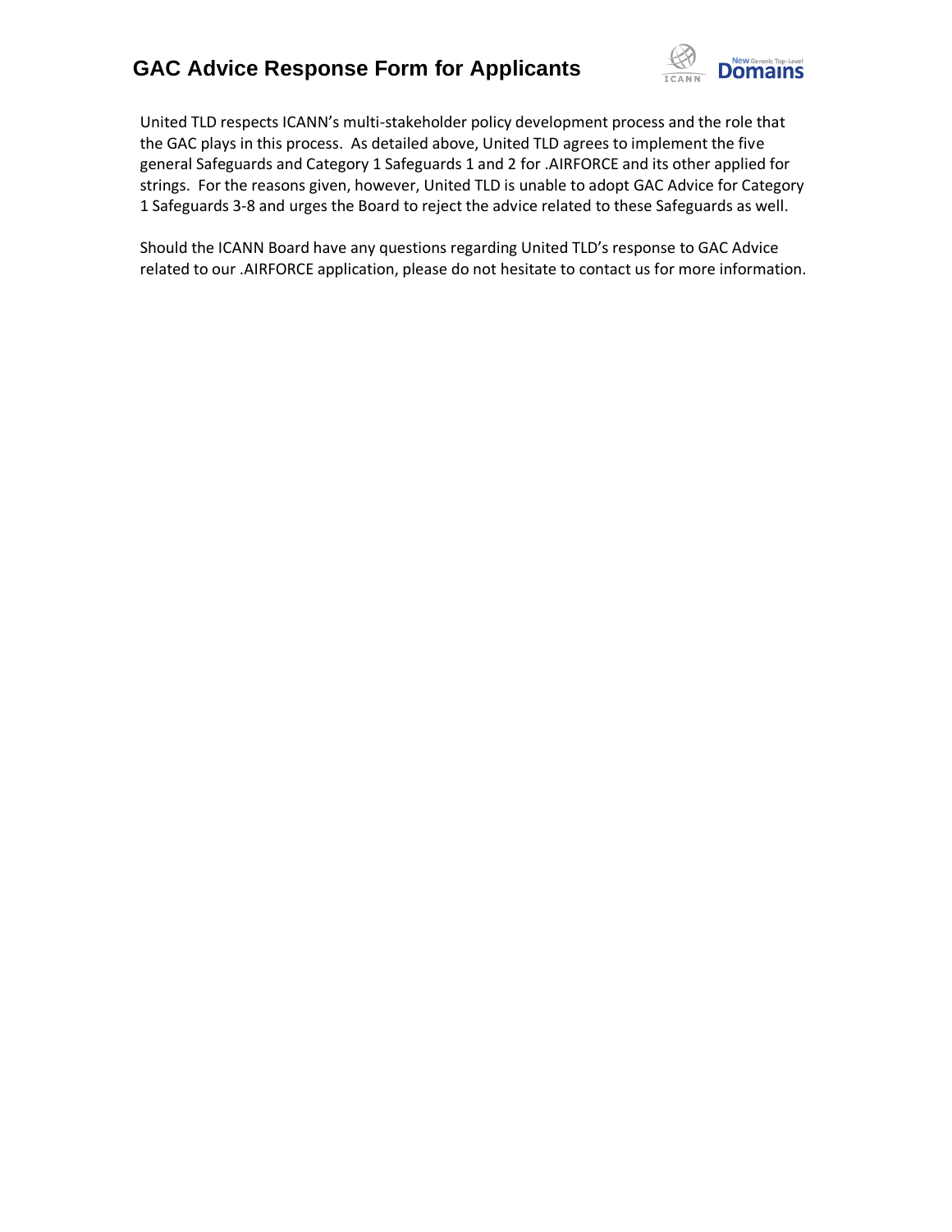United TLD respects ICANN's multi-stakeholder policy development process and the role that the GAC plays in this process. As detailed above, United TLD agrees to implement the five general Safeguards and Category 1 Safeguards 1 and 2 for .AIRFORCE and its other applied for strings. For the reasons given, however, United TLD is unable to adopt GAC Advice for Category 1 Safeguards 3-8 and urges the Board to reject the advice related to these Safeguards as well.

Should the ICANN Board have any questions regarding United TLD's response to GAC Advice related to our .AIRFORCE application, please do not hesitate to contact us for more information.